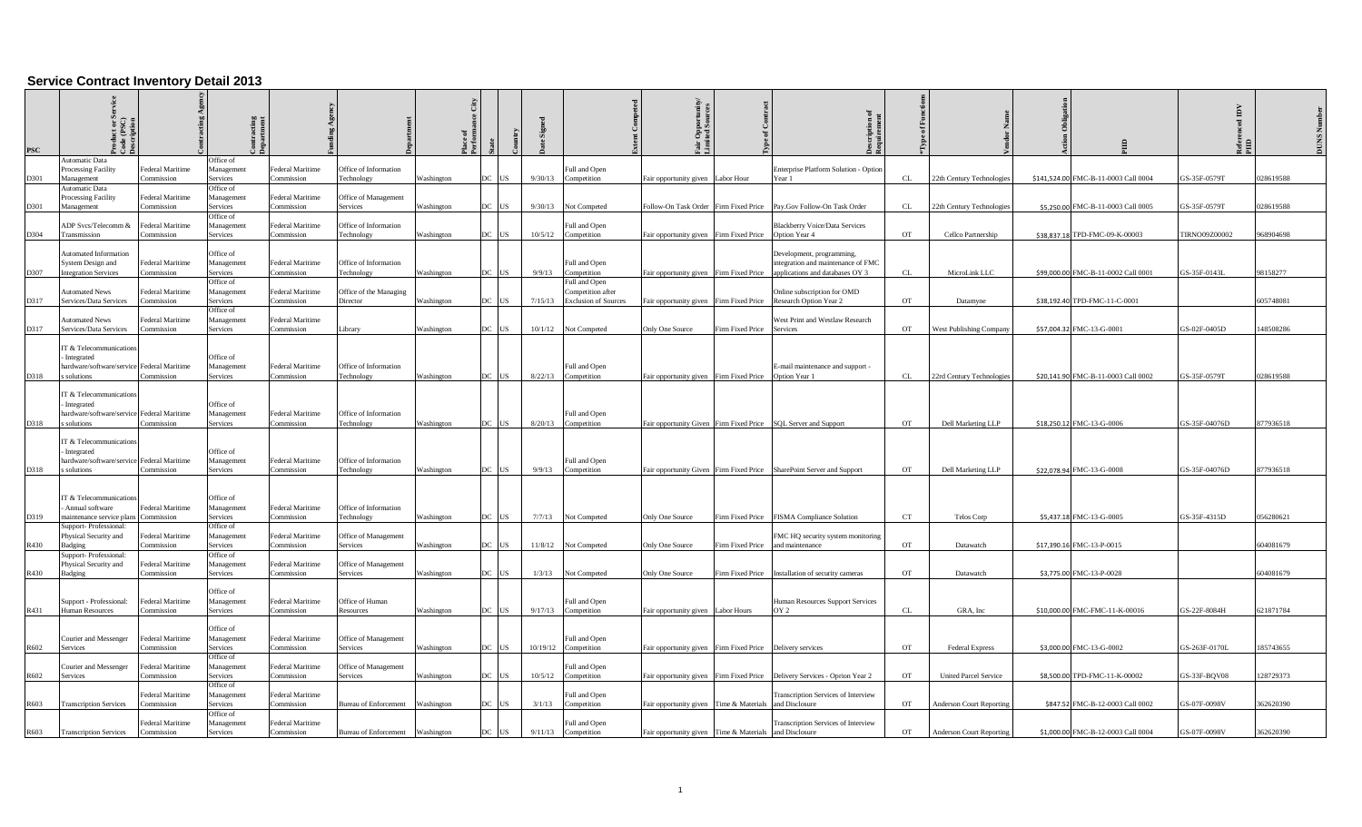## Service Contract Inventory Detail 2013

| PSC | Product or Service Code (PSC) Description | Contracting Agency | Contracting Department | Funding Agency | Department | Place of Performance City | State | Country | Date Signed | Extent Competed | Fair Opportunity/ Limited Sources | Type of Contract | Description of Requirement | *Type of Functions | Vendor Name | Action Obligation | PIID | Referenced IDV PIID | DUNS Number |
|---|---|---|---|---|---|---|---|---|---|---|---|---|---|---|---|---|---|---|---|
| D301 | Automatic Data Processing Facility Management | Federal Maritime Commission | Office of Management Services | Federal Maritime Commission | Office of Information Technology | Washington | DC | US | 9/30/13 | Full and Open Competition | Fair opportunity given | Labor Hour | Enterprise Platform Solution - Option Year 1 | CL | 22th Century Technologies | $141,524.00 | FMC-B-11-0003 Call 0004 | GS-35F-0579T | 028619588 |
| D301 | Automatic Data Processing Facility Management | Federal Maritime Commission | Office of Management Services | Federal Maritime Commission | Office of Management Services | Washington | DC | US | 9/30/13 | Not Competed | Follow-On Task Order | Firm Fixed Price | Pay.Gov Follow-On Task Order | CL | 22th Century Technologies | $5,250.00 | FMC-B-11-0003 Call 0005 | GS-35F-0579T | 028619588 |
| D304 | ADP Svcs/Telecomm & Transmission | Federal Maritime Commission | Office of Management Services | Federal Maritime Commission | Office of Information Technology | Washington | DC | US | 10/5/12 | Full and Open Competition | Fair opportunity given | Firm Fixed Price | Blackberry Voice/Data Services Option Year 4 | OT | Cellco Partnership | $38,837.18 | TPD-FMC-09-K-00003 | TIRNO09Z00002 | 968904698 |
| D307 | Automated Information System Design and Integration Services | Federal Maritime Commission | Office of Management Services | Federal Maritime Commission | Office of Information Technology | Washington | DC | US | 9/9/13 | Full and Open Competition | Fair opportunity given | Firm Fixed Price | Development, programming, integration and maintenance of FMC applications and databases OY 3 | CL | MicroLink LLC | $99,000.00 | FMC-B-11-0002 Call 0001 | GS-35F-0143L | 98158277 |
| D317 | Automated News Services/Data Services | Federal Maritime Commission | Office of Management Services | Federal Maritime Commission | Office of the Managing Director | Washington | DC | US | 7/15/13 | Full and Open Competition after Exclusion of Sources | Fair opportunity given | Firm Fixed Price | Online subscription for OMD Research Option Year 2 | OT | Datamyne | $38,192.40 | TPD-FMC-11-C-0001 | | 605748081 |
| D317 | Automated News Services/Data Services | Federal Maritime Commission | Office of Management Services | Federal Maritime Commission | Library | Washington | DC | US | 10/1/12 | Not Competed | Only One Source | Firm Fixed Price | West Print and Westlaw Research Services | OT | West Publishing Company | $57,004.32 | FMC-13-G-0001 | GS-02F-0405D | 148508286 |
| D318 | IT & Telecommunications - Integrated hardware/software/services solutions | Federal Maritime Commission | Office of Management Services | Federal Maritime Commission | Office of Information Technology | Washington | DC | US | 8/22/13 | Full and Open Competition | Fair opportunity given | Firm Fixed Price | E-mail maintenance and support - Option Year 1 | CL | 22rd Century Technologies | $20,141.90 | FMC-B-11-0003 Call 0002 | GS-35F-0579T | 028619588 |
| D318 | IT & Telecommunications - Integrated hardware/software/services solutions | Federal Maritime Commission | Office of Management Services | Federal Maritime Commission | Office of Information Technology | Washington | DC | US | 8/20/13 | Full and Open Competition | Fair opportunity Given | Firm Fixed Price | SQL Server and Support | OT | Dell Marketing LLP | $18,250.12 | FMC-13-G-0006 | GS-35F-04076D | 877936518 |
| D318 | IT & Telecommunications - Integrated hardware/software/services solutions | Federal Maritime Commission | Office of Management Services | Federal Maritime Commission | Office of Information Technology | Washington | DC | US | 9/9/13 | Full and Open Competition | Fair opportunity Given | Firm Fixed Price | SharePoint Server and Support | OT | Dell Marketing LLP | $22,078.94 | FMC-13-G-0008 | GS-35F-04076D | 877936518 |
| D319 | IT & Telecommunications - Annual software maintenance service plans | Federal Maritime Commission | Office of Management Services | Federal Maritime Commission | Office of Information Technology | Washington | DC | US | 7/7/13 | Not Competed | Only One Source | Firm Fixed Price | FISMA Compliance Solution | CT | Telos Corp | $5,437.18 | FMC-13-G-0005 | GS-35F-4315D | 056280621 |
| R430 | Support- Professional: Physical Security and Badging | Federal Maritime Commission | Office of Management Services | Federal Maritime Commission | Office of Management Services | Washington | DC | US | 11/8/12 | Not Competed | Only One Source | Firm Fixed Price | FMC HQ security system monitoring and maintenance | OT | Datawatch | $17,390.16 | FMC-13-P-0015 | | 604081679 |
| R430 | Support- Professional: Physical Security and Badging | Federal Maritime Commission | Office of Management Services | Federal Maritime Commission | Office of Management Services | Washington | DC | US | 1/3/13 | Not Competed | Only One Source | Firm Fixed Price | Installation of security cameras | OT | Datawatch | $3,775.00 | FMC-13-P-0028 | | 604081679 |
| R431 | Support - Professional: Human Resources | Federal Maritime Commission | Office of Management Services | Federal Maritime Commission | Office of Human Resources | Washington | DC | US | 9/17/13 | Full and Open Competition | Fair opportunity given | Labor Hours | Human Resources Support Services OY 2 | CL | GRA, Inc | $10,000.00 | FMC-FMC-11-K-00016 | GS-22F-8084H | 621871784 |
| R602 | Courier and Messenger Services | Federal Maritime Commission | Office of Management Services | Federal Maritime Commission | Office of Management Services | Washington | DC | US | 10/19/12 | Full and Open Competition | Fair opportunity given | Firm Fixed Price | Delivery services | OT | Federal Express | $3,000.00 | FMC-13-G-0002 | GS-263F-0170L | 185743655 |
| R602 | Courier and Messenger Services | Federal Maritime Commission | Office of Management Services | Federal Maritime Commission | Office of Management Services | Washington | DC | US | 10/5/12 | Full and Open Competition | Fair opportunity given | Firm Fixed Price | Delivery Services - Oprion Year 2 | OT | United Parcel Service | $8,500.00 | TPD-FMC-11-K-00002 | GS-33F-BQV08 | 128729373 |
| R603 | Transcription Services | Federal Maritime Commission | Office of Management Services | Federal Maritime Commission | Bureau of Enforcement | Washington | DC | US | 3/1/13 | Full and Open Competition | Fair opportunity given | Time & Materials | Transcription Services of Interview and Disclosure | OT | Anderson Court Reporting | $847.52 | FMC-B-12-0003 Call 0002 | GS-07F-0098V | 362620390 |
| R603 | Transcription Services | Federal Maritime Commission | Office of Management Services | Federal Maritime Commission | Bureau of Enforcement | Washington | DC | US | 9/11/13 | Full and Open Competition | Fair opportunity given | Time & Materials | Transcription Services of Interview and Disclosure | OT | Anderson Court Reporting | $1,000.00 | FMC-B-12-0003 Call 0004 | GS-07F-0098V | 362620390 |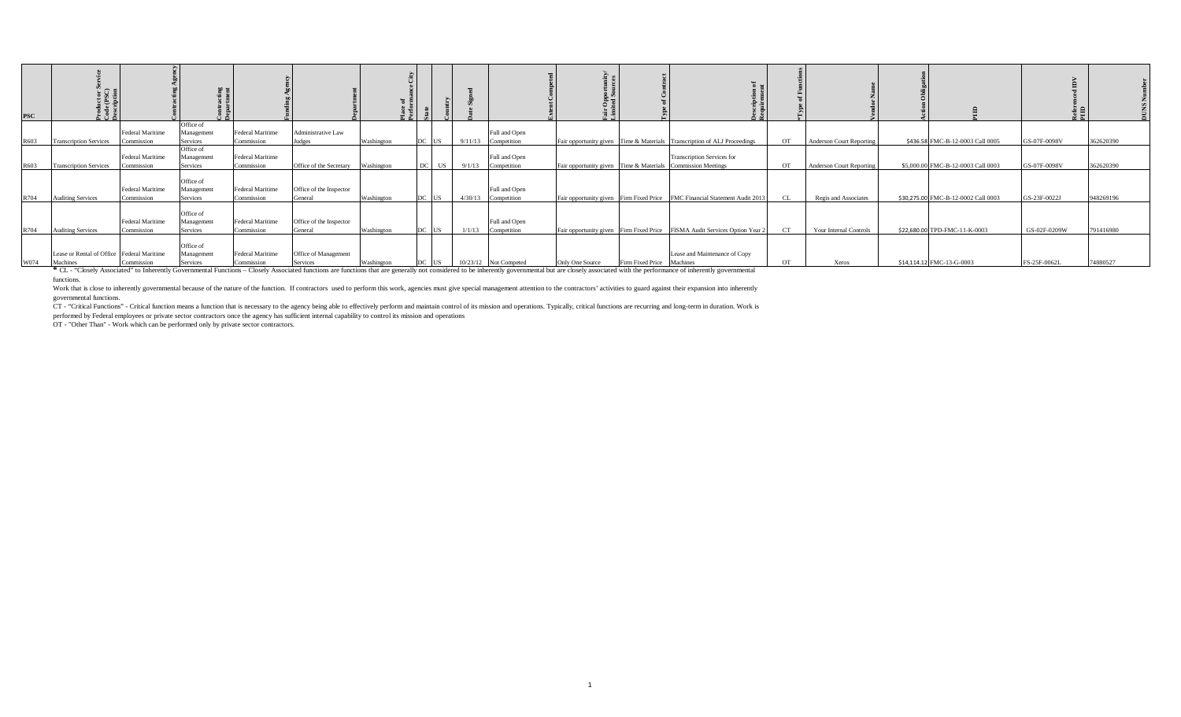| PSC | Product or Service Code (PSC) Description | Contracting Agency | Contracting Department | Funding Agency | Department | Place of Performance City | State | Country | Date Signed | Extent Competed | Fair Opportunity/ Limited Sources | Type of Contract | Description of Requirement | *Type of Functions | Vendor Name | Action Obligation | PIID | Referenced IDV PIID | DUNS Number |
|---|---|---|---|---|---|---|---|---|---|---|---|---|---|---|---|---|---|---|---|
| R603 | Transcription Services | Federal Maritime Commission | Office of Management Services | Federal Maritime Commission | Administrative Law Judges | Washington | DC | US | 9/11/13 | Full and Open Competition | Fair opportunity given | Time & Materials | Transcription of ALJ Proceedings | OT | Anderson Court Reporting | $436.58 | FMC-B-12-0003 Call 0005 | GS-07F-0098V | 362620390 |
| R603 | Transcription Services | Federal Maritime Commission | Office of Management Services | Federal Maritime Commission | Office of the Secretary | Washington | DC | US | 9/1/13 | Full and Open Competition | Fair opportunity given | Time & Materials | Transcription Services for Commission Meetings | OT | Anderson Court Reporting | $5,000.00 | FMC-B-12-0003 Call 0003 | GS-07F-0098V | 362620390 |
| R704 | Auditing Services | Federal Maritime Commission | Office of Management Services | Federal Maritime Commission | Office of the Inspector General | Washington | DC | US | 4/30/13 | Full and Open Competition | Fair opportunity given | Firm Fixed Price | FMC Financial Statement Audit 2013 | CL | Regis and Associates | $30,275.00 | FMC-B-12-0002 Call 0003 | GS-23F-0022J | 948269196 |
| R704 | Auditing Services | Federal Maritime Commission | Office of Management Services | Federal Maritime Commission | Office of the Inspector General | Washington | DC | US | 1/1/13 | Full and Open Competition | Fair opportunity given | Firm Fixed Price | FISMA Audit Services Option Year 2 | CT | Your Internal Controls | $22,680.00 | TPD-FMC-11-K-0003 | GS-02F-0209W | 791416980 |
| W074 | Lease or Rental of Office Machines | Federal Maritime Commission | Office of Management Services | Federal Maritime Commission | Office of Management Services | Washington | DC | US | 10/23/12 | Not Competed | Only One Source | Firm Fixed Price | Lease and Maintenance of Copy Machines | OT | Xerox | $14,114.12 | FMC-13-G-0003 | FS-25F-0062L | 74880527 |

* CL - "Closely Associated" to Inherently Governmental Functions – Closely Associated functions are functions that are generally not considered to be inherently governmental but are closely associated with the performance of inherently governmental functions.

Work that is close to inherently governmental because of the nature of the function. If contractors used to perform this work, agencies must give special management attention to the contractors' activities to guard against their expansion into inherently governmental functions.

CT - "Critical Functions" - Critical function means a function that is necessary to the agency being able to effectively perform and maintain control of its mission and operations. Typically, critical functions are recurring and long-term in duration. Work is performed by Federal employees or private sector contractors once the agency has sufficient internal capability to control its mission and operations

OT - "Other Than" - Work which can be performed only by private sector contractors.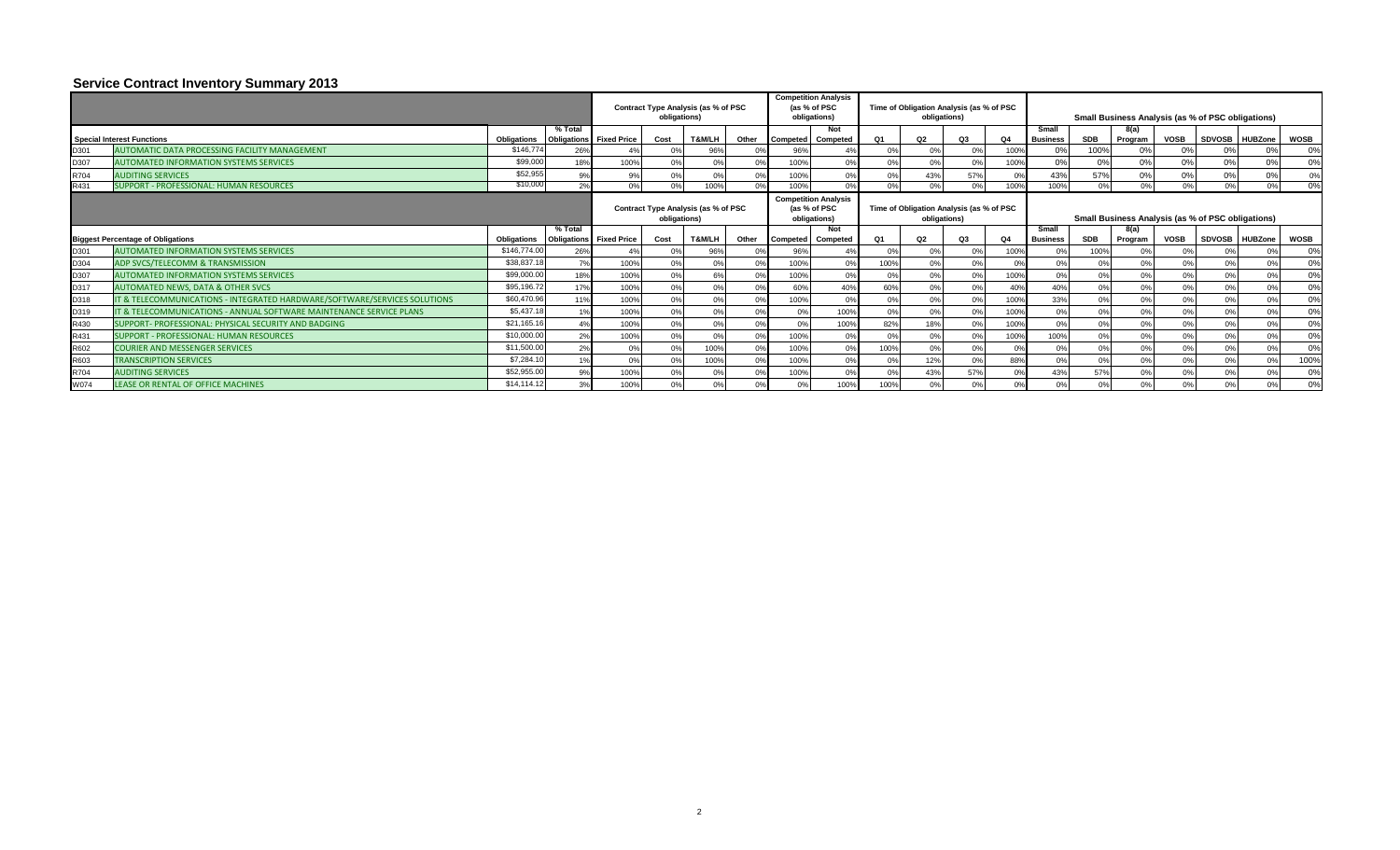# Service Contract Inventory Summary 2013

| | | | | Contract Type Analysis (as % of PSC obligations) | | | | Competition Analysis (as % of PSC obligations) | | Time of Obligation Analysis (as % of PSC obligations) | | | | Small Business Analysis (as % of PSC obligations) | | | | | | |
|---|---|---|---|---|---|---|---|---|---|---|---|---|---|---|---|---|---|---|---|---|
| **Special Interest Functions** | | **Obligations** | **% Total Obligations** | **Fixed Price** | **Cost** | **T&M/LH** | **Other** | **Competed** | **Not Competed** | **Q1** | **Q2** | **Q3** | **Q4** | **Small Business** | **SDB** | **8(a) Program** | **VOSB** | **SDVOSB** | **HUBZone** | **WOSB** |
| D301 | AUTOMATIC DATA PROCESSING FACILITY MANAGEMENT | $146,774 | 26% | 4% | 0% | 96% | 0% | 96% | 4% | 0% | 0% | 0% | 100% | 0% | 100% | 0% | 0% | 0% | 0% | 0% |
| D307 | AUTOMATED INFORMATION SYSTEMS SERVICES | $99,000 | 18% | 100% | 0% | 0% | 0% | 100% | 0% | 0% | 0% | 0% | 100% | 0% | 0% | 0% | 0% | 0% | 0% | 0% |
| R704 | AUDITING SERVICES | $52,955 | 9% | 9% | 0% | 0% | 0% | 100% | 0% | 0% | 43% | 57% | 0% | 43% | 57% | 0% | 0% | 0% | 0% | 0% |
| R431 | SUPPORT - PROFESSIONAL: HUMAN RESOURCES | $10,000 | 2% | 0% | 0% | 100% | 0% | 100% | 0% | 0% | 0% | 0% | 100% | 100% | 0% | 0% | 0% | 0% | 0% | 0% |

| | | | | Contract Type Analysis (as % of PSC obligations) | | | | Competition Analysis (as % of PSC obligations) | | Time of Obligation Analysis (as % of PSC obligations) | | | | Small Business Analysis (as % of PSC obligations) | | | | | | |
|---|---|---|---|---|---|---|---|---|---|---|---|---|---|---|---|---|---|---|---|---|
| **Biggest Percentage of Obligations** | | **Obligations** | **% Total Obligations** | **Fixed Price** | **Cost** | **T&M/LH** | **Other** | **Competed** | **Not Competed** | **Q1** | **Q2** | **Q3** | **Q4** | **Small Business** | **SDB** | **8(a) Program** | **VOSB** | **SDVOSB** | **HUBZone** | **WOSB** |
| D301 | AUTOMATED INFORMATION SYSTEMS SERVICES | $146,774.00 | 26% | 4% | 0% | 96% | 0% | 96% | 4% | 0% | 0% | 0% | 100% | 0% | 100% | 0% | 0% | 0% | 0% | 0% |
| D304 | ADP SVCS/TELECOMM & TRANSMISSION | $38,837.18 | 7% | 100% | 0% | 0% | 0% | 100% | 0% | 100% | 0% | 0% | 0% | 0% | 0% | 0% | 0% | 0% | 0% | 0% |
| D307 | AUTOMATED INFORMATION SYSTEMS SERVICES | $99,000.00 | 18% | 100% | 0% | 6% | 0% | 100% | 0% | 0% | 0% | 0% | 100% | 0% | 0% | 0% | 0% | 0% | 0% | 0% |
| D317 | AUTOMATED NEWS, DATA & OTHER SVCS | $95,196.72 | 17% | 100% | 0% | 0% | 0% | 60% | 40% | 60% | 0% | 0% | 40% | 40% | 0% | 0% | 0% | 0% | 0% | 0% |
| D318 | IT & TELECOMMUNICATIONS - INTEGRATED HARDWARE/SOFTWARE/SERVICES SOLUTIONS | $60,470.96 | 11% | 100% | 0% | 0% | 0% | 100% | 0% | 0% | 0% | 0% | 100% | 33% | 0% | 0% | 0% | 0% | 0% | 0% |
| D319 | IT & TELECOMMUNICATIONS - ANNUAL SOFTWARE MAINTENANCE SERVICE PLANS | $5,437.18 | 1% | 100% | 0% | 0% | 0% | 0% | 100% | 0% | 0% | 0% | 100% | 0% | 0% | 0% | 0% | 0% | 0% | 0% |
| R430 | SUPPORT- PROFESSIONAL: PHYSICAL SECURITY AND BADGING | $21,165.16 | 4% | 100% | 0% | 0% | 0% | 0% | 100% | 82% | 18% | 0% | 100% | 0% | 0% | 0% | 0% | 0% | 0% | 0% |
| R431 | SUPPORT - PROFESSIONAL: HUMAN RESOURCES | $10,000.00 | 2% | 100% | 0% | 0% | 0% | 100% | 0% | 0% | 0% | 0% | 100% | 100% | 0% | 0% | 0% | 0% | 0% | 0% |
| R602 | COURIER AND MESSENGER SERVICES | $11,500.00 | 2% | 0% | 0% | 100% | 0% | 100% | 0% | 100% | 0% | 0% | 0% | 0% | 0% | 0% | 0% | 0% | 0% | 0% |
| R603 | TRANSCRIPTION SERVICES | $7,284.10 | 1% | 0% | 0% | 100% | 0% | 100% | 0% | 0% | 12% | 0% | 88% | 0% | 0% | 0% | 0% | 0% | 0% | 100% |
| R704 | AUDITING SERVICES | $52,955.00 | 9% | 100% | 0% | 0% | 0% | 100% | 0% | 0% | 43% | 57% | 0% | 43% | 57% | 0% | 0% | 0% | 0% | 0% |
| W074 | LEASE OR RENTAL OF OFFICE MACHINES | $14,114.12 | 3% | 100% | 0% | 0% | 0% | 0% | 100% | 100% | 0% | 0% | 0% | 0% | 0% | 0% | 0% | 0% | 0% | 0% |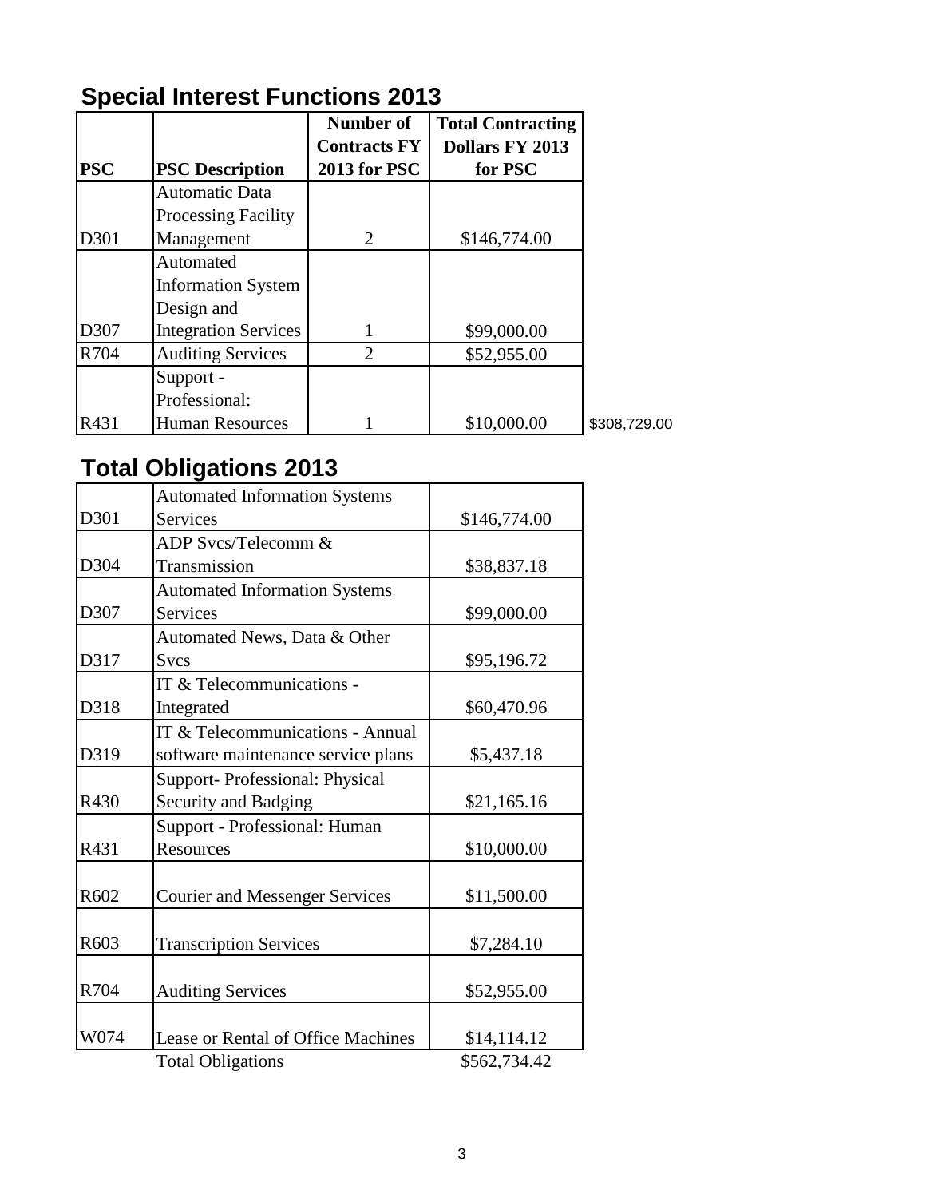## Special Interest Functions 2013

| PSC | PSC Description | Number of Contracts FY 2013 for PSC | Total Contracting Dollars FY 2013 for PSC | |
|---|---|---|---|---|
| D301 | Automatic Data Processing Facility Management | 2 | $146,774.00 | |
| D307 | Automated Information System Design and Integration Services | 1 | $99,000.00 | |
| R704 | Auditing Services | 2 | $52,955.00 | |
| R431 | Support - Professional: Human Resources | 1 | $10,000.00 | $308,729.00 |

## Total Obligations 2013

| | | |
|---|---|---|
| D301 | Automated Information Systems Services | $146,774.00 |
| D304 | ADP Svcs/Telecomm & Transmission | $38,837.18 |
| D307 | Automated Information Systems Services | $99,000.00 |
| D317 | Automated News, Data & Other Svcs | $95,196.72 |
| D318 | IT & Telecommunications - Integrated | $60,470.96 |
| D319 | IT & Telecommunications - Annual software maintenance service plans | $5,437.18 |
| R430 | Support- Professional: Physical Security and Badging | $21,165.16 |
| R431 | Support - Professional: Human Resources | $10,000.00 |
| R602 | Courier and Messenger Services | $11,500.00 |
| R603 | Transcription Services | $7,284.10 |
| R704 | Auditing Services | $52,955.00 |
| W074 | Lease or Rental of Office Machines | $14,114.12 |
| | Total Obligations | $562,734.42 |